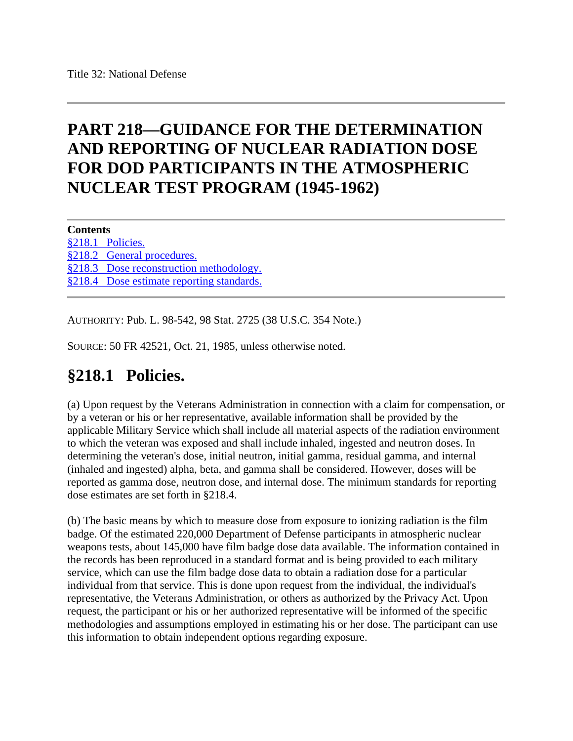Title 32: National Defense

# PART 218—GUIDANCE FOR THE DETERMINATION AND REPORTING OF NUCLEAR RADIATION DOSE FOR DOD PARTICIPANTS IN THE ATMOSPHERIC NUCLEAR TEST PROGRAM (1945-1962)

**Contents**

§218.1 Policies.
§218.2 General procedures.
§218.3 Dose reconstruction methodology.
§218.4 Dose estimate reporting standards.

AUTHORITY: Pub. L. 98-542, 98 Stat. 2725 (38 U.S.C. 354 Note.)

SOURCE: 50 FR 42521, Oct. 21, 1985, unless otherwise noted.

## §218.1 Policies.

(a) Upon request by the Veterans Administration in connection with a claim for compensation, or by a veteran or his or her representative, available information shall be provided by the applicable Military Service which shall include all material aspects of the radiation environment to which the veteran was exposed and shall include inhaled, ingested and neutron doses. In determining the veteran's dose, initial neutron, initial gamma, residual gamma, and internal (inhaled and ingested) alpha, beta, and gamma shall be considered. However, doses will be reported as gamma dose, neutron dose, and internal dose. The minimum standards for reporting dose estimates are set forth in §218.4.

(b) The basic means by which to measure dose from exposure to ionizing radiation is the film badge. Of the estimated 220,000 Department of Defense participants in atmospheric nuclear weapons tests, about 145,000 have film badge dose data available. The information contained in the records has been reproduced in a standard format and is being provided to each military service, which can use the film badge dose data to obtain a radiation dose for a particular individual from that service. This is done upon request from the individual, the individual's representative, the Veterans Administration, or others as authorized by the Privacy Act. Upon request, the participant or his or her authorized representative will be informed of the specific methodologies and assumptions employed in estimating his or her dose. The participant can use this information to obtain independent options regarding exposure.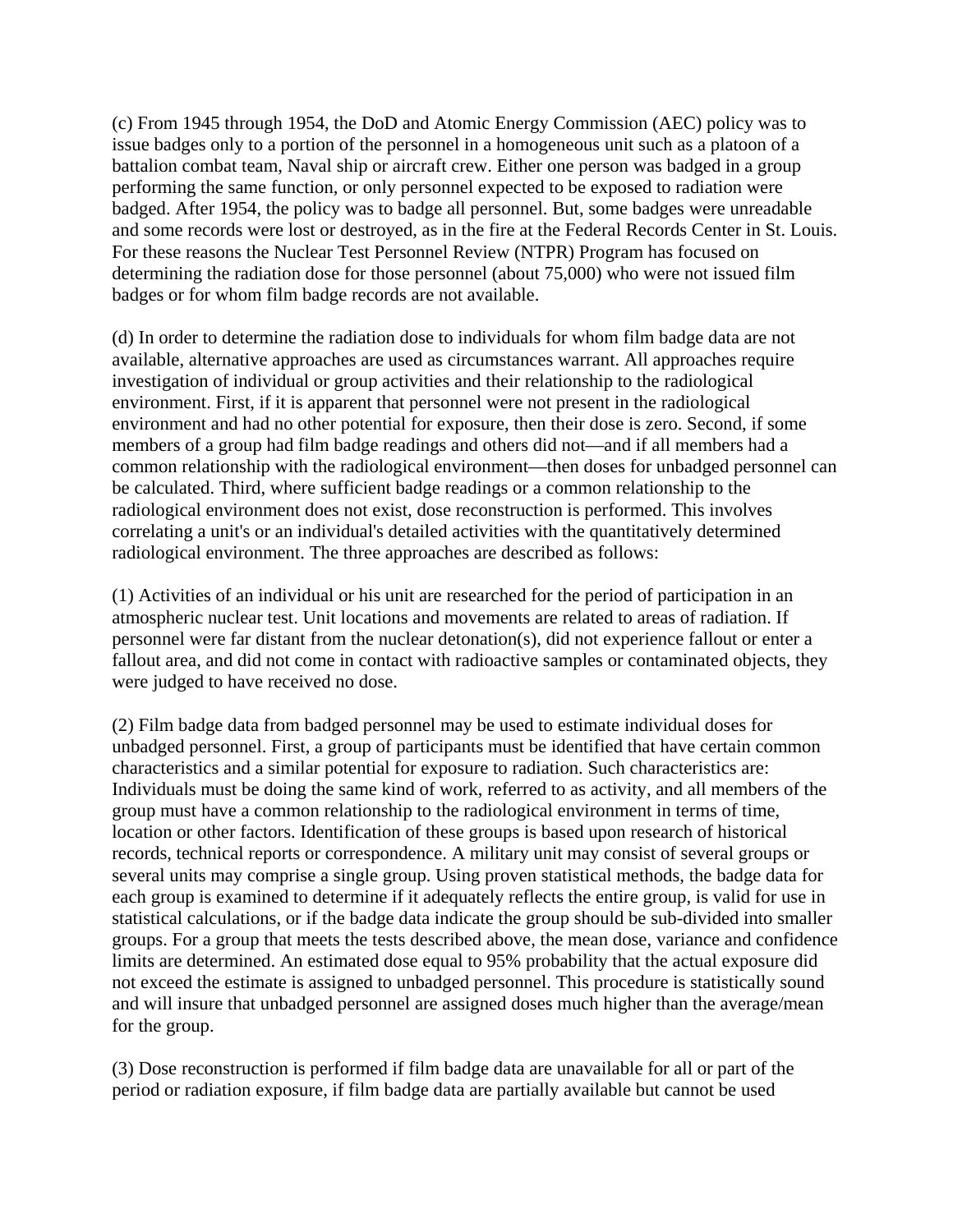(c) From 1945 through 1954, the DoD and Atomic Energy Commission (AEC) policy was to issue badges only to a portion of the personnel in a homogeneous unit such as a platoon of a battalion combat team, Naval ship or aircraft crew. Either one person was badged in a group performing the same function, or only personnel expected to be exposed to radiation were badged. After 1954, the policy was to badge all personnel. But, some badges were unreadable and some records were lost or destroyed, as in the fire at the Federal Records Center in St. Louis. For these reasons the Nuclear Test Personnel Review (NTPR) Program has focused on determining the radiation dose for those personnel (about 75,000) who were not issued film badges or for whom film badge records are not available.

(d) In order to determine the radiation dose to individuals for whom film badge data are not available, alternative approaches are used as circumstances warrant. All approaches require investigation of individual or group activities and their relationship to the radiological environment. First, if it is apparent that personnel were not present in the radiological environment and had no other potential for exposure, then their dose is zero. Second, if some members of a group had film badge readings and others did not—and if all members had a common relationship with the radiological environment—then doses for unbadged personnel can be calculated. Third, where sufficient badge readings or a common relationship to the radiological environment does not exist, dose reconstruction is performed. This involves correlating a unit's or an individual's detailed activities with the quantitatively determined radiological environment. The three approaches are described as follows:

(1) Activities of an individual or his unit are researched for the period of participation in an atmospheric nuclear test. Unit locations and movements are related to areas of radiation. If personnel were far distant from the nuclear detonation(s), did not experience fallout or enter a fallout area, and did not come in contact with radioactive samples or contaminated objects, they were judged to have received no dose.

(2) Film badge data from badged personnel may be used to estimate individual doses for unbadged personnel. First, a group of participants must be identified that have certain common characteristics and a similar potential for exposure to radiation. Such characteristics are: Individuals must be doing the same kind of work, referred to as activity, and all members of the group must have a common relationship to the radiological environment in terms of time, location or other factors. Identification of these groups is based upon research of historical records, technical reports or correspondence. A military unit may consist of several groups or several units may comprise a single group. Using proven statistical methods, the badge data for each group is examined to determine if it adequately reflects the entire group, is valid for use in statistical calculations, or if the badge data indicate the group should be sub-divided into smaller groups. For a group that meets the tests described above, the mean dose, variance and confidence limits are determined. An estimated dose equal to 95% probability that the actual exposure did not exceed the estimate is assigned to unbadged personnel. This procedure is statistically sound and will insure that unbadged personnel are assigned doses much higher than the average/mean for the group.

(3) Dose reconstruction is performed if film badge data are unavailable for all or part of the period or radiation exposure, if film badge data are partially available but cannot be used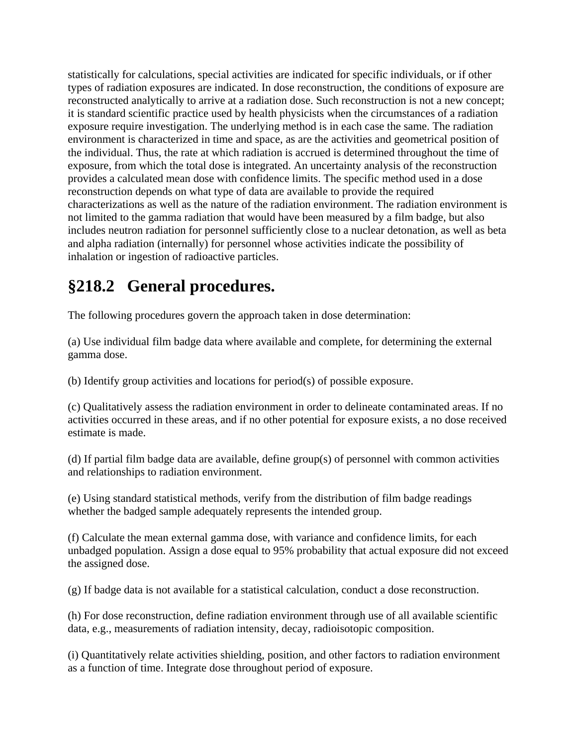statistically for calculations, special activities are indicated for specific individuals, or if other types of radiation exposures are indicated. In dose reconstruction, the conditions of exposure are reconstructed analytically to arrive at a radiation dose. Such reconstruction is not a new concept; it is standard scientific practice used by health physicists when the circumstances of a radiation exposure require investigation. The underlying method is in each case the same. The radiation environment is characterized in time and space, as are the activities and geometrical position of the individual. Thus, the rate at which radiation is accrued is determined throughout the time of exposure, from which the total dose is integrated. An uncertainty analysis of the reconstruction provides a calculated mean dose with confidence limits. The specific method used in a dose reconstruction depends on what type of data are available to provide the required characterizations as well as the nature of the radiation environment. The radiation environment is not limited to the gamma radiation that would have been measured by a film badge, but also includes neutron radiation for personnel sufficiently close to a nuclear detonation, as well as beta and alpha radiation (internally) for personnel whose activities indicate the possibility of inhalation or ingestion of radioactive particles.

## §218.2 General procedures.

The following procedures govern the approach taken in dose determination:

(a) Use individual film badge data where available and complete, for determining the external gamma dose.

(b) Identify group activities and locations for period(s) of possible exposure.

(c) Qualitatively assess the radiation environment in order to delineate contaminated areas. If no activities occurred in these areas, and if no other potential for exposure exists, a no dose received estimate is made.

(d) If partial film badge data are available, define group(s) of personnel with common activities and relationships to radiation environment.

(e) Using standard statistical methods, verify from the distribution of film badge readings whether the badged sample adequately represents the intended group.

(f) Calculate the mean external gamma dose, with variance and confidence limits, for each unbadged population. Assign a dose equal to 95% probability that actual exposure did not exceed the assigned dose.

(g) If badge data is not available for a statistical calculation, conduct a dose reconstruction.

(h) For dose reconstruction, define radiation environment through use of all available scientific data, e.g., measurements of radiation intensity, decay, radioisotopic composition.

(i) Quantitatively relate activities shielding, position, and other factors to radiation environment as a function of time. Integrate dose throughout period of exposure.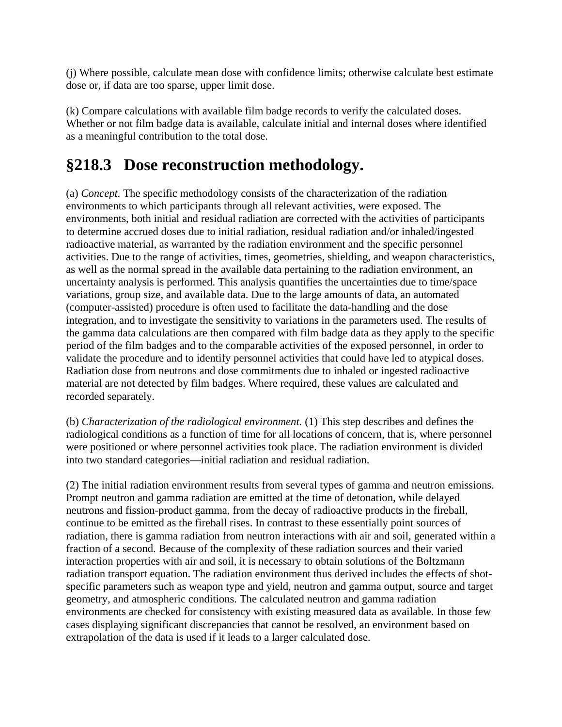(j) Where possible, calculate mean dose with confidence limits; otherwise calculate best estimate dose or, if data are too sparse, upper limit dose.

(k) Compare calculations with available film badge records to verify the calculated doses. Whether or not film badge data is available, calculate initial and internal doses where identified as a meaningful contribution to the total dose.

## §218.3 Dose reconstruction methodology.

(a) *Concept.* The specific methodology consists of the characterization of the radiation environments to which participants through all relevant activities, were exposed. The environments, both initial and residual radiation are corrected with the activities of participants to determine accrued doses due to initial radiation, residual radiation and/or inhaled/ingested radioactive material, as warranted by the radiation environment and the specific personnel activities. Due to the range of activities, times, geometries, shielding, and weapon characteristics, as well as the normal spread in the available data pertaining to the radiation environment, an uncertainty analysis is performed. This analysis quantifies the uncertainties due to time/space variations, group size, and available data. Due to the large amounts of data, an automated (computer-assisted) procedure is often used to facilitate the data-handling and the dose integration, and to investigate the sensitivity to variations in the parameters used. The results of the gamma data calculations are then compared with film badge data as they apply to the specific period of the film badges and to the comparable activities of the exposed personnel, in order to validate the procedure and to identify personnel activities that could have led to atypical doses. Radiation dose from neutrons and dose commitments due to inhaled or ingested radioactive material are not detected by film badges. Where required, these values are calculated and recorded separately.

(b) *Characterization of the radiological environment.* (1) This step describes and defines the radiological conditions as a function of time for all locations of concern, that is, where personnel were positioned or where personnel activities took place. The radiation environment is divided into two standard categories—initial radiation and residual radiation.

(2) The initial radiation environment results from several types of gamma and neutron emissions. Prompt neutron and gamma radiation are emitted at the time of detonation, while delayed neutrons and fission-product gamma, from the decay of radioactive products in the fireball, continue to be emitted as the fireball rises. In contrast to these essentially point sources of radiation, there is gamma radiation from neutron interactions with air and soil, generated within a fraction of a second. Because of the complexity of these radiation sources and their varied interaction properties with air and soil, it is necessary to obtain solutions of the Boltzmann radiation transport equation. The radiation environment thus derived includes the effects of shot-specific parameters such as weapon type and yield, neutron and gamma output, source and target geometry, and atmospheric conditions. The calculated neutron and gamma radiation environments are checked for consistency with existing measured data as available. In those few cases displaying significant discrepancies that cannot be resolved, an environment based on extrapolation of the data is used if it leads to a larger calculated dose.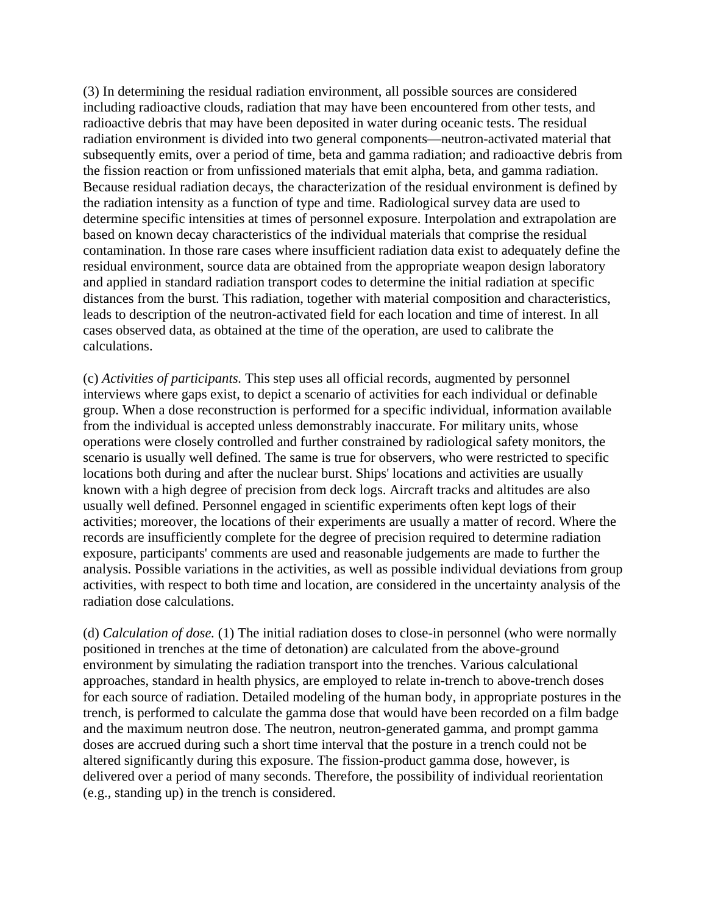(3) In determining the residual radiation environment, all possible sources are considered including radioactive clouds, radiation that may have been encountered from other tests, and radioactive debris that may have been deposited in water during oceanic tests. The residual radiation environment is divided into two general components—neutron-activated material that subsequently emits, over a period of time, beta and gamma radiation; and radioactive debris from the fission reaction or from unfissioned materials that emit alpha, beta, and gamma radiation. Because residual radiation decays, the characterization of the residual environment is defined by the radiation intensity as a function of type and time. Radiological survey data are used to determine specific intensities at times of personnel exposure. Interpolation and extrapolation are based on known decay characteristics of the individual materials that comprise the residual contamination. In those rare cases where insufficient radiation data exist to adequately define the residual environment, source data are obtained from the appropriate weapon design laboratory and applied in standard radiation transport codes to determine the initial radiation at specific distances from the burst. This radiation, together with material composition and characteristics, leads to description of the neutron-activated field for each location and time of interest. In all cases observed data, as obtained at the time of the operation, are used to calibrate the calculations.

(c) *Activities of participants.* This step uses all official records, augmented by personnel interviews where gaps exist, to depict a scenario of activities for each individual or definable group. When a dose reconstruction is performed for a specific individual, information available from the individual is accepted unless demonstrably inaccurate. For military units, whose operations were closely controlled and further constrained by radiological safety monitors, the scenario is usually well defined. The same is true for observers, who were restricted to specific locations both during and after the nuclear burst. Ships' locations and activities are usually known with a high degree of precision from deck logs. Aircraft tracks and altitudes are also usually well defined. Personnel engaged in scientific experiments often kept logs of their activities; moreover, the locations of their experiments are usually a matter of record. Where the records are insufficiently complete for the degree of precision required to determine radiation exposure, participants' comments are used and reasonable judgements are made to further the analysis. Possible variations in the activities, as well as possible individual deviations from group activities, with respect to both time and location, are considered in the uncertainty analysis of the radiation dose calculations.

(d) *Calculation of dose.* (1) The initial radiation doses to close-in personnel (who were normally positioned in trenches at the time of detonation) are calculated from the above-ground environment by simulating the radiation transport into the trenches. Various calculational approaches, standard in health physics, are employed to relate in-trench to above-trench doses for each source of radiation. Detailed modeling of the human body, in appropriate postures in the trench, is performed to calculate the gamma dose that would have been recorded on a film badge and the maximum neutron dose. The neutron, neutron-generated gamma, and prompt gamma doses are accrued during such a short time interval that the posture in a trench could not be altered significantly during this exposure. The fission-product gamma dose, however, is delivered over a period of many seconds. Therefore, the possibility of individual reorientation (e.g., standing up) in the trench is considered.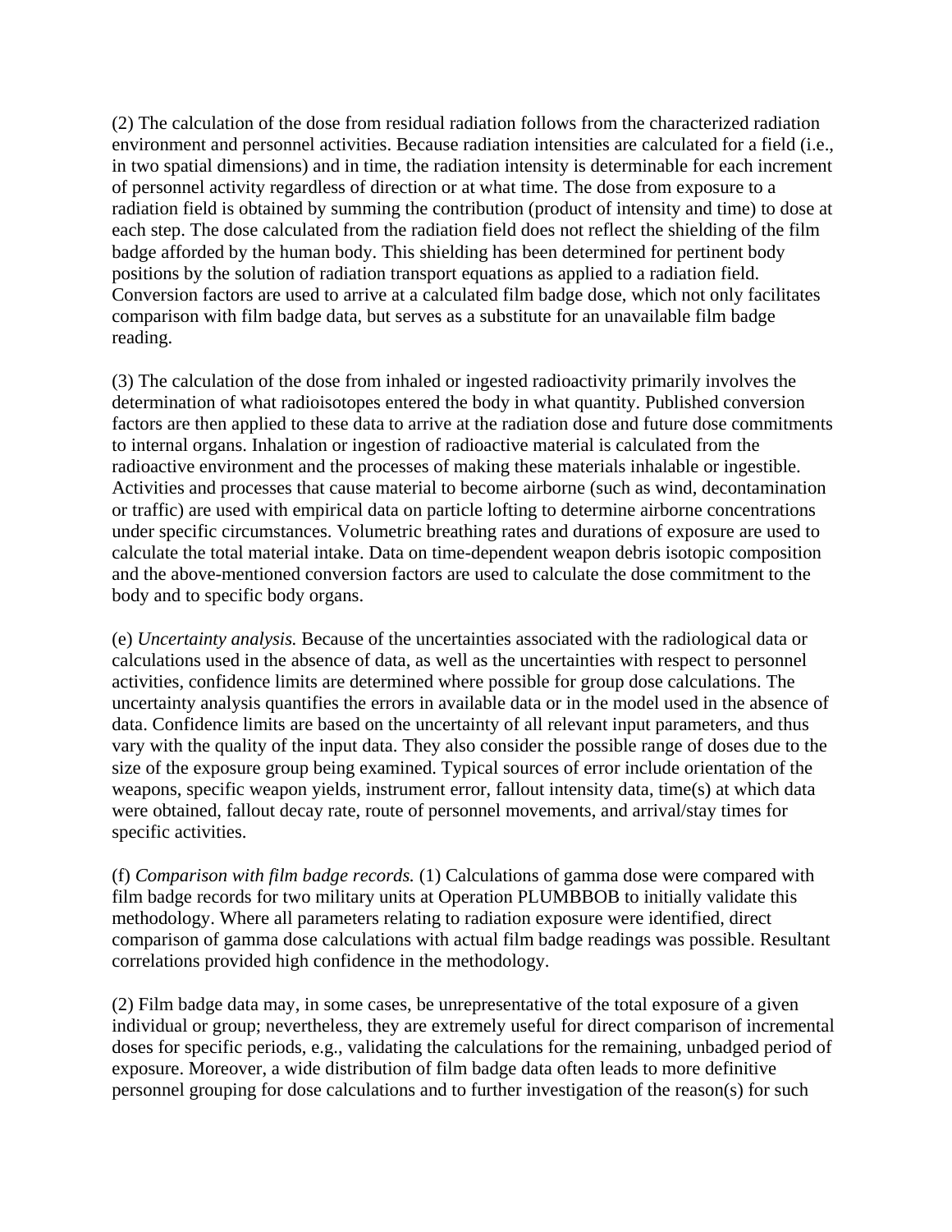(2) The calculation of the dose from residual radiation follows from the characterized radiation environment and personnel activities. Because radiation intensities are calculated for a field (i.e., in two spatial dimensions) and in time, the radiation intensity is determinable for each increment of personnel activity regardless of direction or at what time. The dose from exposure to a radiation field is obtained by summing the contribution (product of intensity and time) to dose at each step. The dose calculated from the radiation field does not reflect the shielding of the film badge afforded by the human body. This shielding has been determined for pertinent body positions by the solution of radiation transport equations as applied to a radiation field. Conversion factors are used to arrive at a calculated film badge dose, which not only facilitates comparison with film badge data, but serves as a substitute for an unavailable film badge reading.

(3) The calculation of the dose from inhaled or ingested radioactivity primarily involves the determination of what radioisotopes entered the body in what quantity. Published conversion factors are then applied to these data to arrive at the radiation dose and future dose commitments to internal organs. Inhalation or ingestion of radioactive material is calculated from the radioactive environment and the processes of making these materials inhalable or ingestible. Activities and processes that cause material to become airborne (such as wind, decontamination or traffic) are used with empirical data on particle lofting to determine airborne concentrations under specific circumstances. Volumetric breathing rates and durations of exposure are used to calculate the total material intake. Data on time-dependent weapon debris isotopic composition and the above-mentioned conversion factors are used to calculate the dose commitment to the body and to specific body organs.

(e) *Uncertainty analysis.* Because of the uncertainties associated with the radiological data or calculations used in the absence of data, as well as the uncertainties with respect to personnel activities, confidence limits are determined where possible for group dose calculations. The uncertainty analysis quantifies the errors in available data or in the model used in the absence of data. Confidence limits are based on the uncertainty of all relevant input parameters, and thus vary with the quality of the input data. They also consider the possible range of doses due to the size of the exposure group being examined. Typical sources of error include orientation of the weapons, specific weapon yields, instrument error, fallout intensity data, time(s) at which data were obtained, fallout decay rate, route of personnel movements, and arrival/stay times for specific activities.

(f) *Comparison with film badge records.* (1) Calculations of gamma dose were compared with film badge records for two military units at Operation PLUMBBOB to initially validate this methodology. Where all parameters relating to radiation exposure were identified, direct comparison of gamma dose calculations with actual film badge readings was possible. Resultant correlations provided high confidence in the methodology.

(2) Film badge data may, in some cases, be unrepresentative of the total exposure of a given individual or group; nevertheless, they are extremely useful for direct comparison of incremental doses for specific periods, e.g., validating the calculations for the remaining, unbadged period of exposure. Moreover, a wide distribution of film badge data often leads to more definitive personnel grouping for dose calculations and to further investigation of the reason(s) for such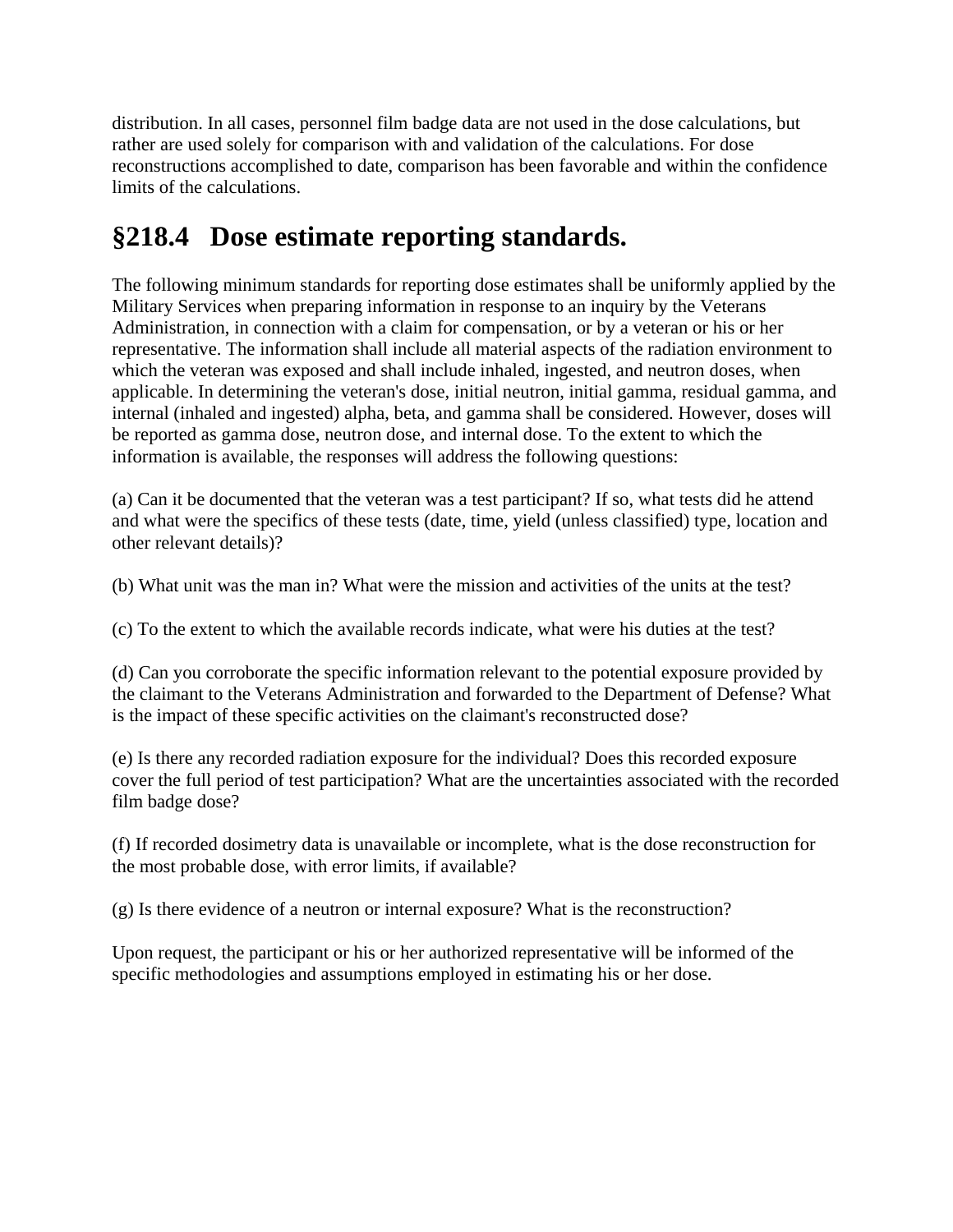distribution. In all cases, personnel film badge data are not used in the dose calculations, but rather are used solely for comparison with and validation of the calculations. For dose reconstructions accomplished to date, comparison has been favorable and within the confidence limits of the calculations.

## §218.4 Dose estimate reporting standards.

The following minimum standards for reporting dose estimates shall be uniformly applied by the Military Services when preparing information in response to an inquiry by the Veterans Administration, in connection with a claim for compensation, or by a veteran or his or her representative. The information shall include all material aspects of the radiation environment to which the veteran was exposed and shall include inhaled, ingested, and neutron doses, when applicable. In determining the veteran's dose, initial neutron, initial gamma, residual gamma, and internal (inhaled and ingested) alpha, beta, and gamma shall be considered. However, doses will be reported as gamma dose, neutron dose, and internal dose. To the extent to which the information is available, the responses will address the following questions:

(a) Can it be documented that the veteran was a test participant? If so, what tests did he attend and what were the specifics of these tests (date, time, yield (unless classified) type, location and other relevant details)?

(b) What unit was the man in? What were the mission and activities of the units at the test?

(c) To the extent to which the available records indicate, what were his duties at the test?

(d) Can you corroborate the specific information relevant to the potential exposure provided by the claimant to the Veterans Administration and forwarded to the Department of Defense? What is the impact of these specific activities on the claimant's reconstructed dose?

(e) Is there any recorded radiation exposure for the individual? Does this recorded exposure cover the full period of test participation? What are the uncertainties associated with the recorded film badge dose?

(f) If recorded dosimetry data is unavailable or incomplete, what is the dose reconstruction for the most probable dose, with error limits, if available?

(g) Is there evidence of a neutron or internal exposure? What is the reconstruction?

Upon request, the participant or his or her authorized representative will be informed of the specific methodologies and assumptions employed in estimating his or her dose.